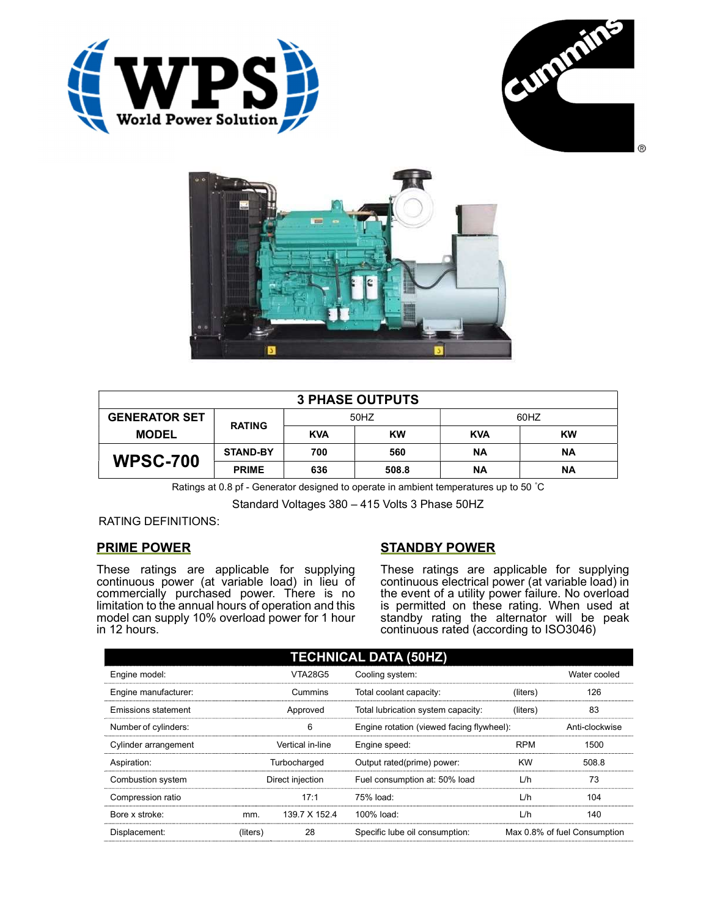| 3 PHASE OUTPUTS | | | | | |
|---|---|---|---|---|---|
| GENERATOR SET MODEL | RATING | 50HZ | | 60HZ | |
| | | KVA | KW | KVA | KW |
| WPSC-700 | STAND-BY | 700 | 560 | NA | NA |
| | PRIME | 636 | 508.8 | NA | NA |

Ratings at 0.8 pf - Generator designed to operate in ambient temperatures up to 50 ˚C

Standard Voltages 380 – 415 Volts 3 Phase 50HZ

RATING DEFINITIONS:

## PRIME POWER

These ratings are applicable for supplying continuous power (at variable load) in lieu of commercially purchased power. There is no limitation to the annual hours of operation and this model can supply 10% overload power for 1 hour in 12 hours.

## STANDBY POWER

These ratings are applicable for supplying continuous electrical power (at variable load) in the event of a utility power failure. No overload is permitted on these rating. When used at standby rating the alternator will be peak continuous rated (according to ISO3046)

| TECHNICAL DATA (50HZ) | | | | | |
|---|---|---|---|---|---|
| Engine model: | | VTA28G5 | Cooling system: | | Water cooled |
| Engine manufacturer: | | Cummins | Total coolant capacity: | (liters) | 126 |
| Emissions statement | | Approved | Total lubrication system capacity: | (liters) | 83 |
| Number of cylinders: | | 6 | Engine rotation (viewed facing flywheel): | | Anti-clockwise |
| Cylinder arrangement | | Vertical in-line | Engine speed: | RPM | 1500 |
| Aspiration: | | Turbocharged | Output rated(prime) power: | KW | 508.8 |
| Combustion system | | Direct injection | Fuel consumption at: 50% load | L/h | 73 |
| Compression ratio | | 17:1 | 75% load: | L/h | 104 |
| Bore x stroke: | mm. | 139.7 X 152.4 | 100% load: | L/h | 140 |
| Displacement: | (liters) | 28 | Specific lube oil consumption: | | Max 0.8% of fuel Consumption |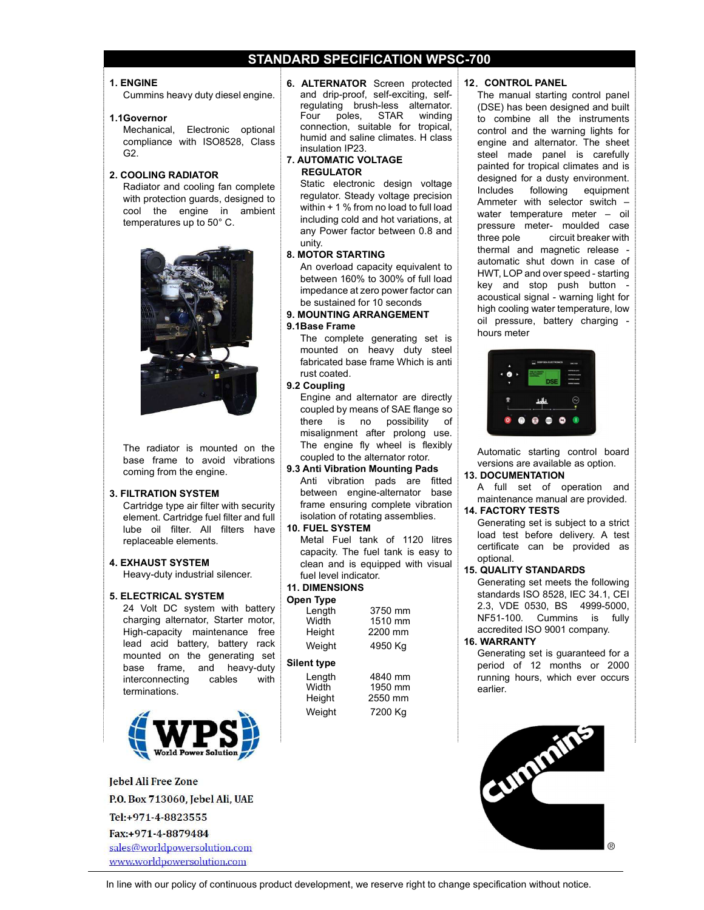# STANDARD SPECIFICATION WPSC-700

## 1. ENGINE

Cummins heavy duty diesel engine.

### 1.1Governor

Mechanical, Electronic optional compliance with ISO8528, Class G2.

## 2. COOLING RADIATOR

Radiator and cooling fan complete with protection guards, designed to cool the engine in ambient temperatures up to 50° C.

The radiator is mounted on the base frame to avoid vibrations coming from the engine.

## 3. FILTRATION SYSTEM

Cartridge type air filter with security element. Cartridge fuel filter and full lube oil filter. All filters have replaceable elements.

## 4. EXHAUST SYSTEM

Heavy-duty industrial silencer.

## 5. ELECTRICAL SYSTEM

24 Volt DC system with battery charging alternator, Starter motor, High-capacity maintenance free lead acid battery, battery rack mounted on the generating set base frame, and heavy-duty interconnecting cables with terminations.

## 6. ALTERNATOR

Screen protected and drip-proof, self-exciting, self-regulating brush-less alternator. Four poles, STAR winding connection, suitable for tropical, humid and saline climates. H class insulation IP23.

## 7. AUTOMATIC VOLTAGE REGULATOR

Static electronic design voltage regulator. Steady voltage precision within + 1 % from no load to full load including cold and hot variations, at any Power factor between 0.8 and unity.

## 8. MOTOR STARTING

An overload capacity equivalent to between 160% to 300% of full load impedance at zero power factor can be sustained for 10 seconds

## 9. MOUNTING ARRANGEMENT

### 9.1Base Frame

The complete generating set is mounted on heavy duty steel fabricated base frame Which is anti rust coated.

### 9.2 Coupling

Engine and alternator are directly coupled by means of SAE flange so there is no possibility of misalignment after prolong use. The engine fly wheel is flexibly coupled to the alternator rotor.

### 9.3 Anti Vibration Mounting Pads

Anti vibration pads are fitted between engine-alternator base frame ensuring complete vibration isolation of rotating assemblies.

## 10. FUEL SYSTEM

Metal Fuel tank of 1120 litres capacity. The fuel tank is easy to clean and is equipped with visual fuel level indicator.

## 11. DIMENSIONS

**Open Type**

| | |
|---|---|
| Length | 3750 mm |
| Width | 1510 mm |
| Height | 2200 mm |
| Weight | 4950 Kg |

**Silent type**

| | |
|---|---|
| Length | 4840 mm |
| Width | 1950 mm |
| Height | 2550 mm |
| Weight | 7200 Kg |

## 12. CONTROL PANEL

The manual starting control panel (DSE) has been designed and built to combine all the instruments control and the warning lights for engine and alternator. The sheet steel made panel is carefully painted for tropical climates and is designed for a dusty environment. Includes following equipment Ammeter with selector switch – water temperature meter – oil pressure meter- three pole circuit breaker with thermal and magnetic release - automatic shut down in case of HWT, LOP and over speed - starting key and stop push button - acoustical signal - warning light for high cooling water temperature, low oil pressure, battery charging - hours meter

Automatic starting control board versions are available as option.

## 13. DOCUMENTATION

A full set of operation and maintenance manual are provided.

## 14. FACTORY TESTS

Generating set is subject to a strict load test before delivery. A test certificate can be provided as optional.

## 15. QUALITY STANDARDS

Generating set meets the following standards ISO 8528, IEC 34.1, CEI 2.3, VDE 0530, BS 4999-5000, NF51-100. Cummins is fully accredited ISO 9001 company.

## 16. WARRANTY

Generating set is guaranteed for a period of 12 months or 2000 running hours, which ever occurs earlier.

WPS World Power Solution

Jebel Ali Free Zone
P.O. Box 713060, Jebel Ali, UAE
Tel:+971-4-8823555
Fax:+971-4-8879484
sales@worldpowersolution.com
www.worldpowersolution.com

Cummins®

In line with our policy of continuous product development, we reserve right to change specification without notice.